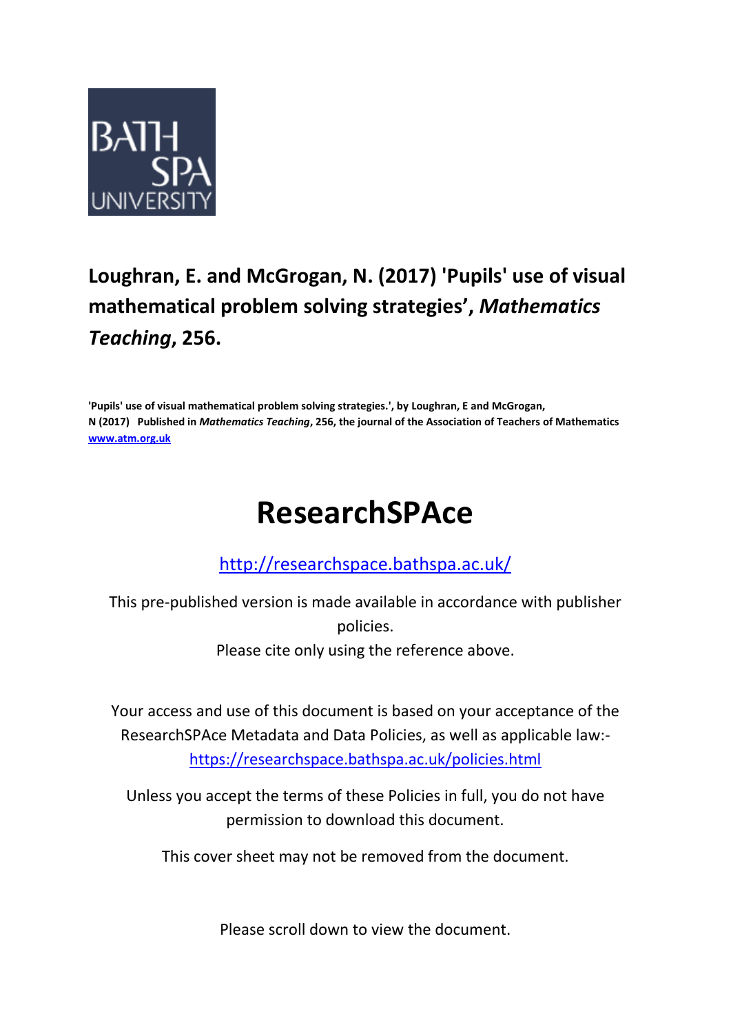BATH SPA UNIVERSITY

**Loughran, E. and McGrogan, N. (2017) 'Pupils' use of visual mathematical problem solving strategies', *Mathematics Teaching*, 256.**

**'Pupils' use of visual mathematical problem solving strategies.', by Loughran, E and McGrogan, N (2017) Published in *Mathematics Teaching*, 256, the journal of the Association of Teachers of Mathematics [www.atm.org.uk](http://www.atm.org.uk)**

# ResearchSPAce

[http://researchspace.bathspa.ac.uk/](http://researchspace.bathspa.ac.uk/)

This pre-published version is made available in accordance with publisher policies.
Please cite only using the reference above.

Your access and use of this document is based on your acceptance of the ResearchSPAce Metadata and Data Policies, as well as applicable law:- [https://researchspace.bathspa.ac.uk/policies.html](https://researchspace.bathspa.ac.uk/policies.html)

Unless you accept the terms of these Policies in full, you do not have permission to download this document.

This cover sheet may not be removed from the document.

Please scroll down to view the document.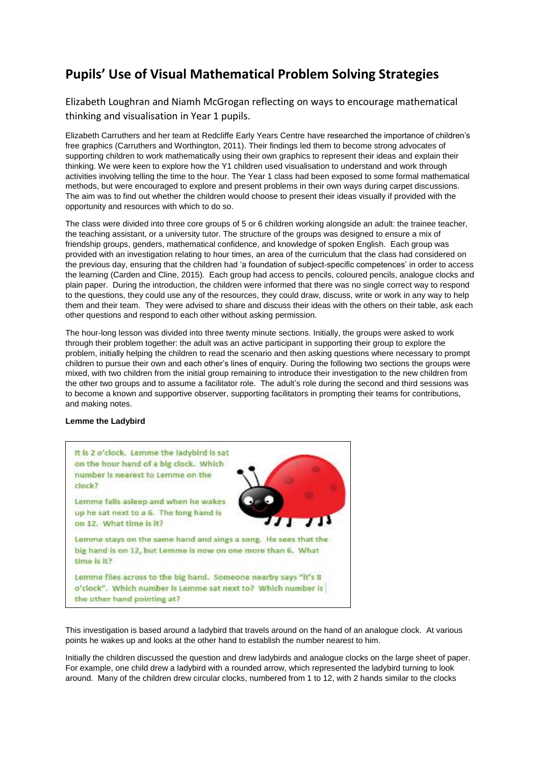# Pupils' Use of Visual Mathematical Problem Solving Strategies

Elizabeth Loughran and Niamh McGrogan reflecting on ways to encourage mathematical thinking and visualisation in Year 1 pupils.

Elizabeth Carruthers and her team at Redcliffe Early Years Centre have researched the importance of children's free graphics (Carruthers and Worthington, 2011). Their findings led them to become strong advocates of supporting children to work mathematically using their own graphics to represent their ideas and explain their thinking. We were keen to explore how the Y1 children used visualisation to understand and work through activities involving telling the time to the hour. The Year 1 class had been exposed to some formal mathematical methods, but were encouraged to explore and present problems in their own ways during carpet discussions. The aim was to find out whether the children would choose to present their ideas visually if provided with the opportunity and resources with which to do so.

The class were divided into three core groups of 5 or 6 children working alongside an adult: the trainee teacher, the teaching assistant, or a university tutor. The structure of the groups was designed to ensure a mix of friendship groups, genders, mathematical confidence, and knowledge of spoken English. Each group was provided with an investigation relating to hour times, an area of the curriculum that the class had considered on the previous day, ensuring that the children had 'a foundation of subject-specific competences' in order to access the learning (Carden and Cline, 2015). Each group had access to pencils, coloured pencils, analogue clocks and plain paper. During the introduction, the children were informed that there was no single correct way to respond to the questions, they could use any of the resources, they could draw, discuss, write or work in any way to help them and their team. They were advised to share and discuss their ideas with the others on their table, ask each other questions and respond to each other without asking permission.

The hour-long lesson was divided into three twenty minute sections. Initially, the groups were asked to work through their problem together: the adult was an active participant in supporting their group to explore the problem, initially helping the children to read the scenario and then asking questions where necessary to prompt children to pursue their own and each other's lines of enquiry. During the following two sections the groups were mixed, with two children from the initial group remaining to introduce their investigation to the new children from the other two groups and to assume a facilitator role. The adult's role during the second and third sessions was to become a known and supportive observer, supporting facilitators in prompting their teams for contributions, and making notes.

**Lemme the Ladybird**

It is 2 o'clock. Lemme the ladybird is sat on the hour hand of a big clock. Which number is nearest to Lemme on the clock?

Lemme falls asleep and when he wakes up he sat next to a 6. The long hand is on 12. What time is it?

Lemme stays on the same hand and sings a song. He sees that the big hand is on 12, but Lemme is now on one more than 6. What time is it?

Lemme flies across to the big hand. Someone nearby says "It's 8 o'clock". Which number is Lemme sat next to? Which number is the other hand pointing at?

This investigation is based around a ladybird that travels around on the hand of an analogue clock. At various points he wakes up and looks at the other hand to establish the number nearest to him.

Initially the children discussed the question and drew ladybirds and analogue clocks on the large sheet of paper. For example, one child drew a ladybird with a rounded arrow, which represented the ladybird turning to look around. Many of the children drew circular clocks, numbered from 1 to 12, with 2 hands similar to the clocks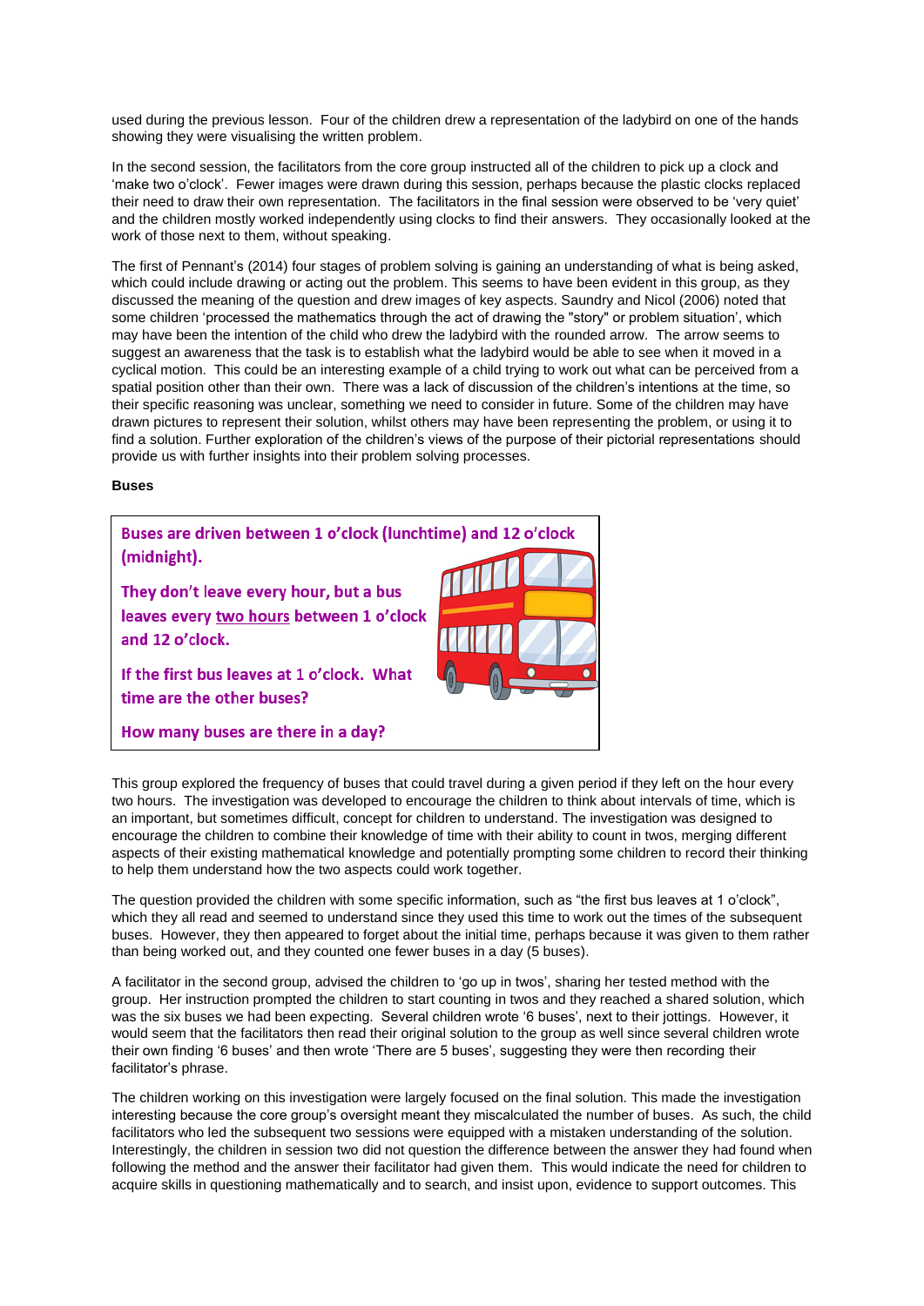used during the previous lesson. Four of the children drew a representation of the ladybird on one of the hands showing they were visualising the written problem.

In the second session, the facilitators from the core group instructed all of the children to pick up a clock and 'make two o'clock'. Fewer images were drawn during this session, perhaps because the plastic clocks replaced their need to draw their own representation. The facilitators in the final session were observed to be 'very quiet' and the children mostly worked independently using clocks to find their answers. They occasionally looked at the work of those next to them, without speaking.

The first of Pennant's (2014) four stages of problem solving is gaining an understanding of what is being asked, which could include drawing or acting out the problem. This seems to have been evident in this group, as they discussed the meaning of the question and drew images of key aspects. Saundry and Nicol (2006) noted that some children 'processed the mathematics through the act of drawing the "story" or problem situation', which may have been the intention of the child who drew the ladybird with the rounded arrow. The arrow seems to suggest an awareness that the task is to establish what the ladybird would be able to see when it moved in a cyclical motion. This could be an interesting example of a child trying to work out what can be perceived from a spatial position other than their own. There was a lack of discussion of the children's intentions at the time, so their specific reasoning was unclear, something we need to consider in future. Some of the children may have drawn pictures to represent their solution, whilst others may have been representing the problem, or using it to find a solution. Further exploration of the children's views of the purpose of their pictorial representations should provide us with further insights into their problem solving processes.

**Buses**

> Buses are driven between 1 o'clock (lunchtime) and 12 o'clock (midnight).
>
> They don't leave every hour, but a bus leaves every <u>two hours</u> between 1 o'clock and 12 o'clock.
>
> If the first bus leaves at 1 o'clock. What time are the other buses?
>
> How many buses are there in a day?

This group explored the frequency of buses that could travel during a given period if they left on the hour every two hours. The investigation was developed to encourage the children to think about intervals of time, which is an important, but sometimes difficult, concept for children to understand. The investigation was designed to encourage the children to combine their knowledge of time with their ability to count in twos, merging different aspects of their existing mathematical knowledge and potentially prompting some children to record their thinking to help them understand how the two aspects could work together.

The question provided the children with some specific information, such as "the first bus leaves at 1 o'clock", which they all read and seemed to understand since they used this time to work out the times of the subsequent buses. However, they then appeared to forget about the initial time, perhaps because it was given to them rather than being worked out, and they counted one fewer buses in a day (5 buses).

A facilitator in the second group, advised the children to 'go up in twos', sharing her tested method with the group. Her instruction prompted the children to start counting in twos and they reached a shared solution, which was the six buses we had been expecting. Several children wrote '6 buses', next to their jottings. However, it would seem that the facilitators then read their original solution to the group as well since several children wrote their own finding '6 buses' and then wrote 'There are 5 buses', suggesting they were then recording their facilitator's phrase.

The children working on this investigation were largely focused on the final solution. This made the investigation interesting because the core group's oversight meant they miscalculated the number of buses. As such, the child facilitators who led the subsequent two sessions were equipped with a mistaken understanding of the solution. Interestingly, the children in session two did not question the difference between the answer they had found when following the method and the answer their facilitator had given them. This would indicate the need for children to acquire skills in questioning mathematically and to search, and insist upon, evidence to support outcomes. This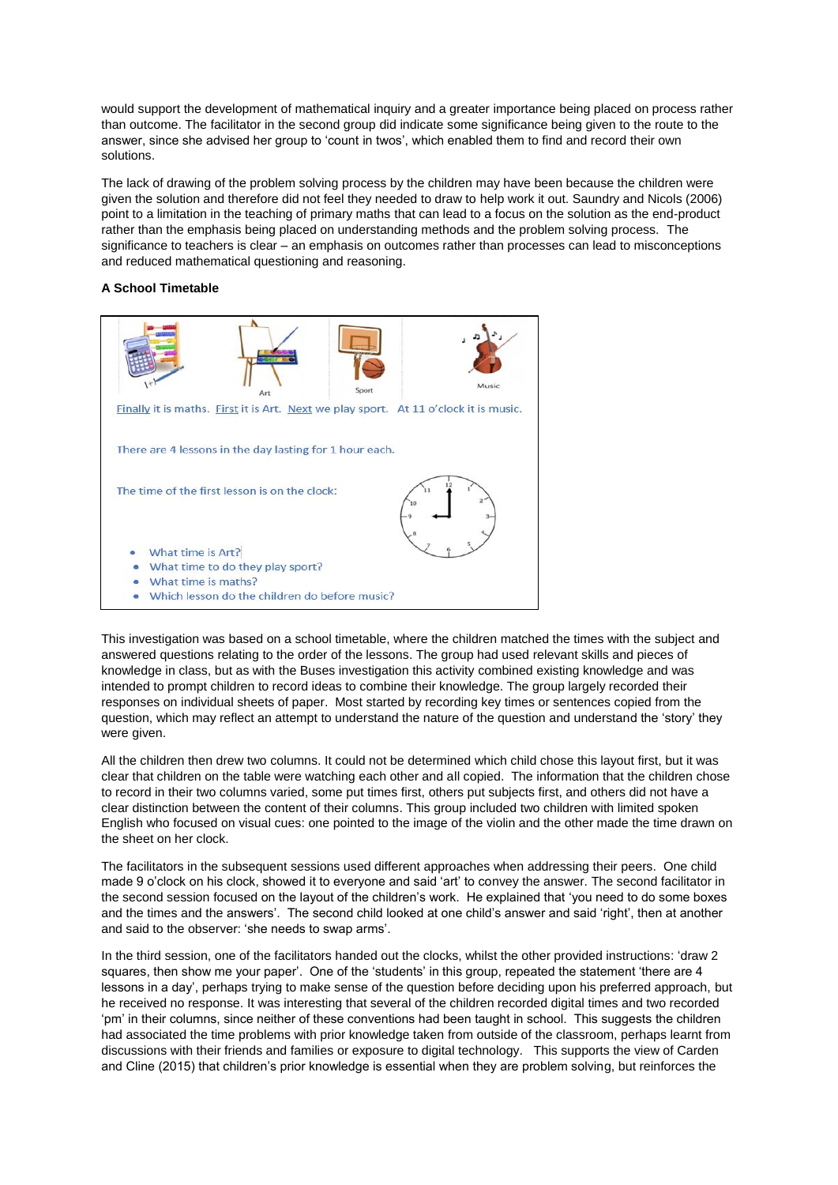would support the development of mathematical inquiry and a greater importance being placed on process rather than outcome. The facilitator in the second group did indicate some significance being given to the route to the answer, since she advised her group to 'count in twos', which enabled them to find and record their own solutions.

The lack of drawing of the problem solving process by the children may have been because the children were given the solution and therefore did not feel they needed to draw to help work it out. Saundry and Nicols (2006) point to a limitation in the teaching of primary maths that can lead to a focus on the solution as the end-product rather than the emphasis being placed on understanding methods and the problem solving process. The significance to teachers is clear – an emphasis on outcomes rather than processes can lead to misconceptions and reduced mathematical questioning and reasoning.

**A School Timetable**

Art Sport Music

Finally it is maths. First it is Art. Next we play sport. At 11 o'clock it is music.

There are 4 lessons in the day lasting for 1 hour each.

The time of the first lesson is on the clock:

- What time is Art?
- What time to do they play sport?
- What time is maths?
- Which lesson do the children do before music?

This investigation was based on a school timetable, where the children matched the times with the subject and answered questions relating to the order of the lessons. The group had used relevant skills and pieces of knowledge in class, but as with the Buses investigation this activity combined existing knowledge and was intended to prompt children to record ideas to combine their knowledge. The group largely recorded their responses on individual sheets of paper. Most started by recording key times or sentences copied from the question, which may reflect an attempt to understand the nature of the question and understand the 'story' they were given.

All the children then drew two columns. It could not be determined which child chose this layout first, but it was clear that children on the table were watching each other and all copied. The information that the children chose to record in their two columns varied, some put times first, others put subjects first, and others did not have a clear distinction between the content of their columns. This group included two children with limited spoken English who focused on visual cues: one pointed to the image of the violin and the other made the time drawn on the sheet on her clock.

The facilitators in the subsequent sessions used different approaches when addressing their peers. One child made 9 o'clock on his clock, showed it to everyone and said 'art' to convey the answer. The second facilitator in the second session focused on the layout of the children's work. He explained that 'you need to do some boxes and the times and the answers'. The second child looked at one child's answer and said 'right', then at another and said to the observer: 'she needs to swap arms'.

In the third session, one of the facilitators handed out the clocks, whilst the other provided instructions: 'draw 2 squares, then show me your paper'. One of the 'students' in this group, repeated the statement 'there are 4 lessons in a day', perhaps trying to make sense of the question before deciding upon his preferred approach, but he received no response. It was interesting that several of the children recorded digital times and two recorded 'pm' in their columns, since neither of these conventions had been taught in school. This suggests the children had associated the time problems with prior knowledge taken from outside of the classroom, perhaps learnt from discussions with their friends and families or exposure to digital technology. This supports the view of Carden and Cline (2015) that children's prior knowledge is essential when they are problem solving, but reinforces the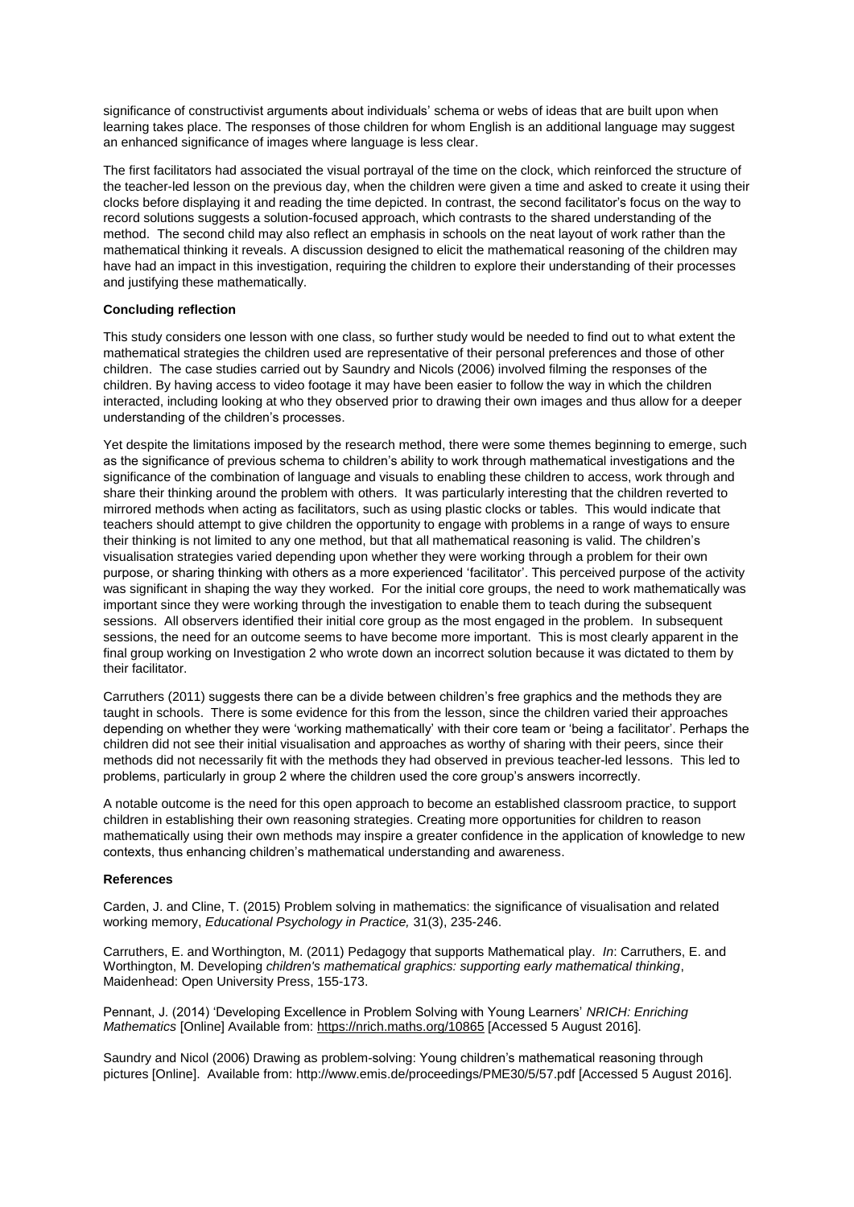significance of constructivist arguments about individuals' schema or webs of ideas that are built upon when learning takes place. The responses of those children for whom English is an additional language may suggest an enhanced significance of images where language is less clear.

The first facilitators had associated the visual portrayal of the time on the clock, which reinforced the structure of the teacher-led lesson on the previous day, when the children were given a time and asked to create it using their clocks before displaying it and reading the time depicted. In contrast, the second facilitator's focus on the way to record solutions suggests a solution-focused approach, which contrasts to the shared understanding of the method. The second child may also reflect an emphasis in schools on the neat layout of work rather than the mathematical thinking it reveals. A discussion designed to elicit the mathematical reasoning of the children may have had an impact in this investigation, requiring the children to explore their understanding of their processes and justifying these mathematically.

**Concluding reflection**

This study considers one lesson with one class, so further study would be needed to find out to what extent the mathematical strategies the children used are representative of their personal preferences and those of other children. The case studies carried out by Saundry and Nicols (2006) involved filming the responses of the children. By having access to video footage it may have been easier to follow the way in which the children interacted, including looking at who they observed prior to drawing their own images and thus allow for a deeper understanding of the children's processes.

Yet despite the limitations imposed by the research method, there were some themes beginning to emerge, such as the significance of previous schema to children's ability to work through mathematical investigations and the significance of the combination of language and visuals to enabling these children to access, work through and share their thinking around the problem with others. It was particularly interesting that the children reverted to mirrored methods when acting as facilitators, such as using plastic clocks or tables. This would indicate that teachers should attempt to give children the opportunity to engage with problems in a range of ways to ensure their thinking is not limited to any one method, but that all mathematical reasoning is valid. The children's visualisation strategies varied depending upon whether they were working through a problem for their own purpose, or sharing thinking with others as a more experienced 'facilitator'. This perceived purpose of the activity was significant in shaping the way they worked. For the initial core groups, the need to work mathematically was important since they were working through the investigation to enable them to teach during the subsequent sessions. All observers identified their initial core group as the most engaged in the problem. In subsequent sessions, the need for an outcome seems to have become more important. This is most clearly apparent in the final group working on Investigation 2 who wrote down an incorrect solution because it was dictated to them by their facilitator.

Carruthers (2011) suggests there can be a divide between children's free graphics and the methods they are taught in schools. There is some evidence for this from the lesson, since the children varied their approaches depending on whether they were 'working mathematically' with their core team or 'being a facilitator'. Perhaps the children did not see their initial visualisation and approaches as worthy of sharing with their peers, since their methods did not necessarily fit with the methods they had observed in previous teacher-led lessons. This led to problems, particularly in group 2 where the children used the core group's answers incorrectly.

A notable outcome is the need for this open approach to become an established classroom practice, to support children in establishing their own reasoning strategies. Creating more opportunities for children to reason mathematically using their own methods may inspire a greater confidence in the application of knowledge to new contexts, thus enhancing children's mathematical understanding and awareness.

**References**

Carden, J. and Cline, T. (2015) Problem solving in mathematics: the significance of visualisation and related working memory, *Educational Psychology in Practice,* 31(3), 235-246.

Carruthers, E. and Worthington, M. (2011) Pedagogy that supports Mathematical play. *In*: Carruthers, E. and Worthington, M. Developing *children's mathematical graphics: supporting early mathematical thinking*, Maidenhead: Open University Press, 155-173.

Pennant, J. (2014) 'Developing Excellence in Problem Solving with Young Learners' *NRICH: Enriching Mathematics* [Online] Available from: https://nrich.maths.org/10865 [Accessed 5 August 2016].

Saundry and Nicol (2006) Drawing as problem-solving: Young children's mathematical reasoning through pictures [Online]. Available from: http://www.emis.de/proceedings/PME30/5/57.pdf [Accessed 5 August 2016].